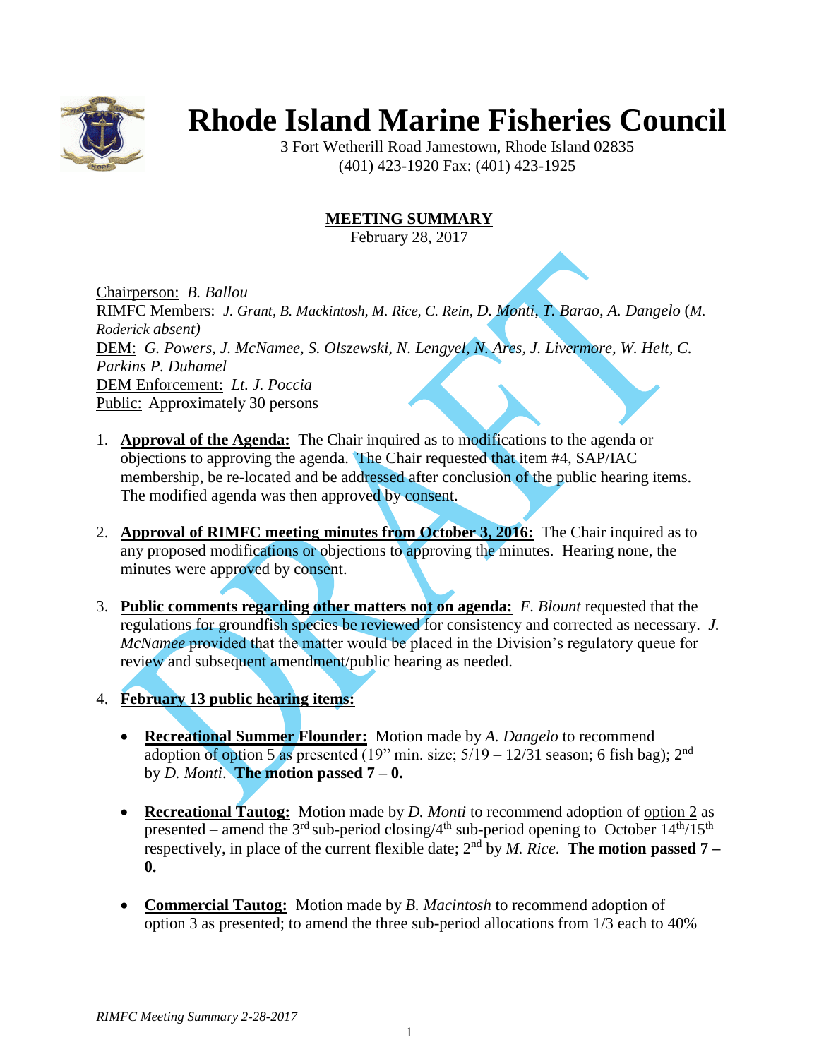# Rhode Island Marine Fisheries Council

3 Fort Wetherill Road Jamestown, Rhode Island 02835
(401) 423-1920 Fax: (401) 423-1925

## MEETING SUMMARY

February 28, 2017

Chairperson: *B. Ballou*
RIMFC Members: *J. Grant, B. Mackintosh, M. Rice, C. Rein, D. Monti, T. Barao, A. Dangelo* (*M. Roderick absent)*
DEM: *G. Powers, J. McNamee, S. Olszewski, N. Lengyel, N. Ares, J. Livermore, W. Helt, C. Parkins P. Duhamel*
DEM Enforcement: *Lt. J. Poccia*
Public: Approximately 30 persons

1. **Approval of the Agenda:** The Chair inquired as to modifications to the agenda or objections to approving the agenda. The Chair requested that item #4, SAP/IAC membership, be re-located and be addressed after conclusion of the public hearing items. The modified agenda was then approved by consent.

2. **Approval of RIMFC meeting minutes from October 3, 2016:** The Chair inquired as to any proposed modifications or objections to approving the minutes. Hearing none, the minutes were approved by consent.

3. **Public comments regarding other matters not on agenda:** *F. Blount* requested that the regulations for groundfish species be reviewed for consistency and corrected as necessary. *J. McNamee* provided that the matter would be placed in the Division's regulatory queue for review and subsequent amendment/public hearing as needed.

4. **February 13 public hearing items:**

   - **Recreational Summer Flounder:** Motion made by *A. Dangelo* to recommend adoption of option 5 as presented (19" min. size; 5/19 – 12/31 season; 6 fish bag); 2nd by *D. Monti*. **The motion passed 7 – 0.**

   - **Recreational Tautog:** Motion made by *D. Monti* to recommend adoption of option 2 as presented – amend the 3rd sub-period closing/4th sub-period opening to October 14th/15th respectively, in place of the current flexible date; 2nd by *M. Rice*. **The motion passed 7 – 0.**

   - **Commercial Tautog:** Motion made by *B. Macintosh* to recommend adoption of option 3 as presented; to amend the three sub-period allocations from 1/3 each to 40%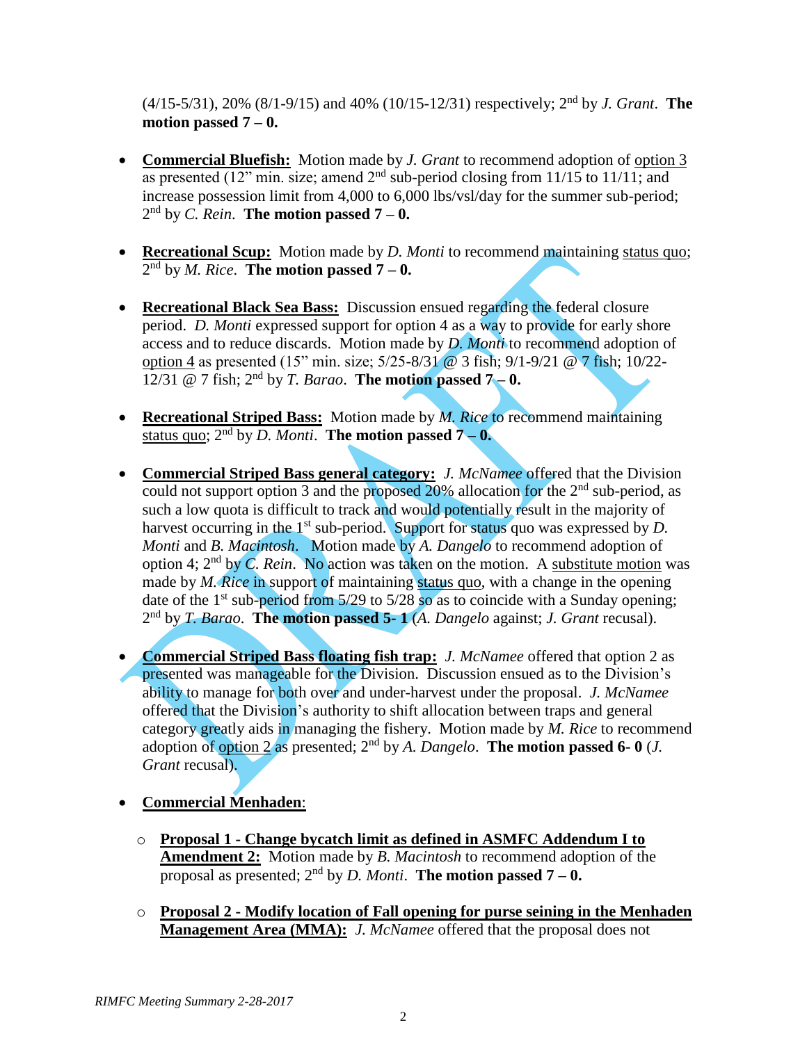(4/15-5/31), 20% (8/1-9/15) and 40% (10/15-12/31) respectively; 2nd by *J. Grant*. **The motion passed 7 – 0.**

- **<u>Commercial Bluefish:</u>** Motion made by *J. Grant* to recommend adoption of <u>option 3</u> as presented (12" min. size; amend 2nd sub-period closing from 11/15 to 11/11; and increase possession limit from 4,000 to 6,000 lbs/vsl/day for the summer sub-period; 2nd by *C. Rein*. **The motion passed 7 – 0.**

- **<u>Recreational Scup:</u>** Motion made by *D. Monti* to recommend maintaining <u>status quo</u>; 2nd by *M. Rice*. **The motion passed 7 – 0.**

- **<u>Recreational Black Sea Bass:</u>** Discussion ensued regarding the federal closure period. *D. Monti* expressed support for option 4 as a way to provide for early shore access and to reduce discards. Motion made by *D. Monti* to recommend adoption of <u>option 4</u> as presented (15" min. size; 5/25-8/31 @ 3 fish; 9/1-9/21 @ 7 fish; 10/22-12/31 @ 7 fish; 2nd by *T. Barao*. **The motion passed 7 – 0.**

- **<u>Recreational Striped Bass:</u>** Motion made by *M. Rice* to recommend maintaining <u>status quo</u>; 2nd by *D. Monti*. **The motion passed 7 – 0.**

- **<u>Commercial Striped Bass general category:</u>** *J. McNamee* offered that the Division could not support option 3 and the proposed 20% allocation for the 2nd sub-period, as such a low quota is difficult to track and would potentially result in the majority of harvest occurring in the 1st sub-period. Support for status quo was expressed by *D. Monti* and *B. Macintosh*. Motion made by *A. Dangelo* to recommend adoption of option 4; 2nd by *C. Rein*. No action was taken on the motion. A <u>substitute motion</u> was made by *M. Rice* in support of maintaining <u>status quo</u>, with a change in the opening date of the 1st sub-period from 5/29 to 5/28 so as to coincide with a Sunday opening; 2nd by *T. Barao*. **The motion passed 5- 1** (*A. Dangelo* against; *J. Grant* recusal).

- **<u>Commercial Striped Bass floating fish trap:</u>** *J. McNamee* offered that option 2 as presented was manageable for the Division. Discussion ensued as to the Division's ability to manage for both over and under-harvest under the proposal. *J. McNamee* offered that the Division's authority to shift allocation between traps and general category greatly aids in managing the fishery. Motion made by *M. Rice* to recommend adoption of <u>option 2</u> as presented; 2nd by *A. Dangelo*. **The motion passed 6- 0** (*J. Grant* recusal).

- **<u>Commercial Menhaden</u>**:

  - **<u>Proposal 1 - Change bycatch limit as defined in ASMFC Addendum I to Amendment 2:</u>** Motion made by *B. Macintosh* to recommend adoption of the proposal as presented; 2nd by *D. Monti*. **The motion passed 7 – 0.**

  - **<u>Proposal 2 - Modify location of Fall opening for purse seining in the Menhaden Management Area (MMA):</u>** *J. McNamee* offered that the proposal does not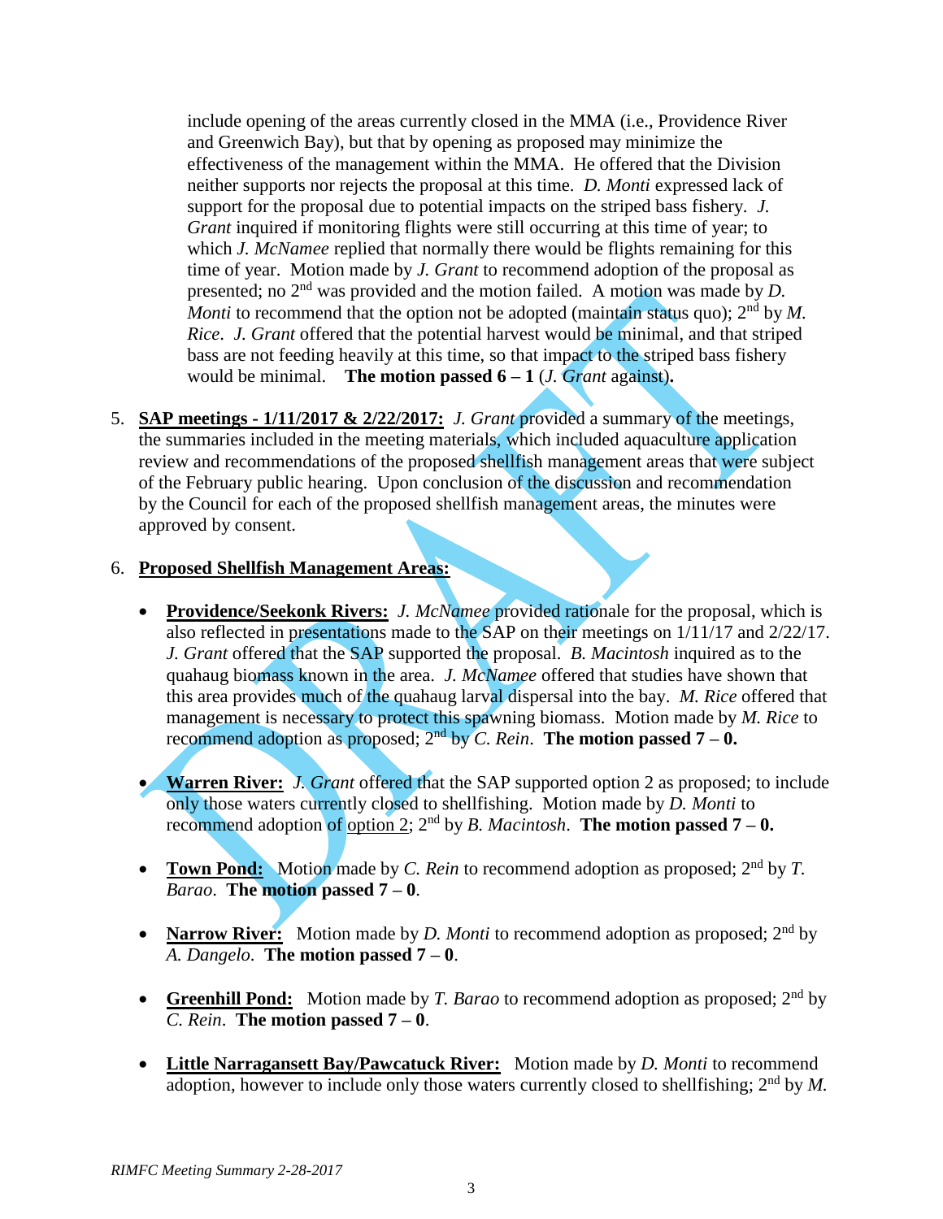include opening of the areas currently closed in the MMA (i.e., Providence River and Greenwich Bay), but that by opening as proposed may minimize the effectiveness of the management within the MMA. He offered that the Division neither supports nor rejects the proposal at this time. *D. Monti* expressed lack of support for the proposal due to potential impacts on the striped bass fishery. *J. Grant* inquired if monitoring flights were still occurring at this time of year; to which *J. McNamee* replied that normally there would be flights remaining for this time of year. Motion made by *J. Grant* to recommend adoption of the proposal as presented; no 2nd was provided and the motion failed. A motion was made by *D. Monti* to recommend that the option not be adopted (maintain status quo); 2nd by *M. Rice*. *J. Grant* offered that the potential harvest would be minimal, and that striped bass are not feeding heavily at this time, so that impact to the striped bass fishery would be minimal. **The motion passed 6 – 1** (*J. Grant* against)**.**

5. **SAP meetings - 1/11/2017 & 2/22/2017:** *J. Grant* provided a summary of the meetings, the summaries included in the meeting materials, which included aquaculture application review and recommendations of the proposed shellfish management areas that were subject of the February public hearing. Upon conclusion of the discussion and recommendation by the Council for each of the proposed shellfish management areas, the minutes were approved by consent.

6. **Proposed Shellfish Management Areas:**

   - **Providence/Seekonk Rivers:** *J. McNamee* provided rationale for the proposal, which is also reflected in presentations made to the SAP on their meetings on 1/11/17 and 2/22/17. *J. Grant* offered that the SAP supported the proposal. *B. Macintosh* inquired as to the quahaug biomass known in the area. *J. McNamee* offered that studies have shown that this area provides much of the quahaug larval dispersal into the bay. *M. Rice* offered that management is necessary to protect this spawning biomass. Motion made by *M. Rice* to recommend adoption as proposed; 2nd by *C. Rein*. **The motion passed 7 – 0.**

   - **Warren River:** *J. Grant* offered that the SAP supported option 2 as proposed; to include only those waters currently closed to shellfishing. Motion made by *D. Monti* to recommend adoption of option 2; 2nd by *B. Macintosh*. **The motion passed 7 – 0.**

   - **Town Pond:** Motion made by *C. Rein* to recommend adoption as proposed; 2nd by *T. Barao*. **The motion passed 7 – 0**.

   - **Narrow River:** Motion made by *D. Monti* to recommend adoption as proposed; 2nd by *A. Dangelo*. **The motion passed 7 – 0**.

   - **Greenhill Pond:** Motion made by *T. Barao* to recommend adoption as proposed; 2nd by *C. Rein*. **The motion passed 7 – 0**.

   - **Little Narragansett Bay/Pawcatuck River:** Motion made by *D. Monti* to recommend adoption, however to include only those waters currently closed to shellfishing; 2nd by *M.*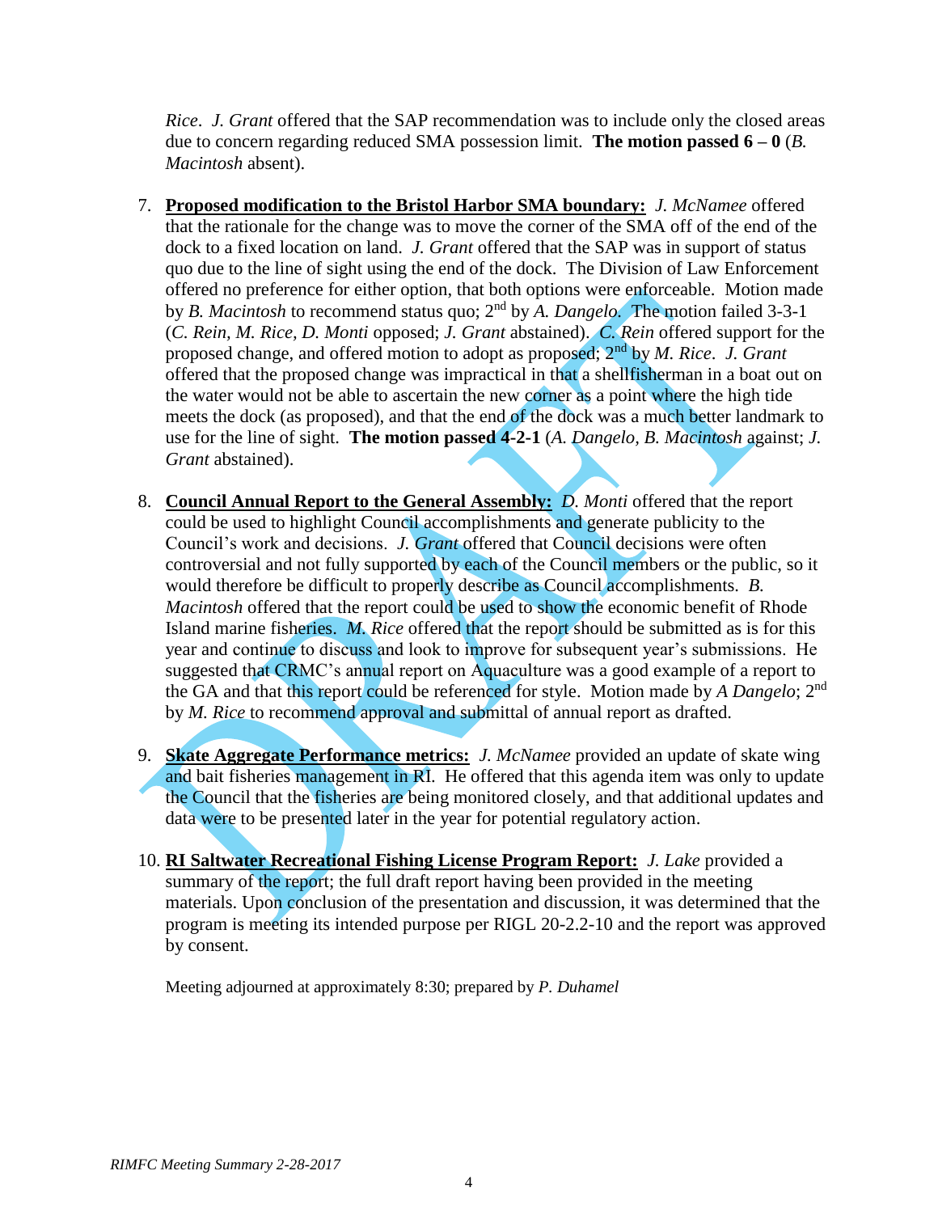*Rice*. *J. Grant* offered that the SAP recommendation was to include only the closed areas due to concern regarding reduced SMA possession limit. **The motion passed 6 – 0** (*B. Macintosh* absent).

7. **Proposed modification to the Bristol Harbor SMA boundary:** *J. McNamee* offered that the rationale for the change was to move the corner of the SMA off of the end of the dock to a fixed location on land. *J. Grant* offered that the SAP was in support of status quo due to the line of sight using the end of the dock. The Division of Law Enforcement offered no preference for either option, that both options were enforceable. Motion made by *B. Macintosh* to recommend status quo; 2nd by *A. Dangelo*. The motion failed 3-3-1 (*C. Rein, M. Rice, D. Monti* opposed; *J. Grant* abstained). *C. Rein* offered support for the proposed change, and offered motion to adopt as proposed; 2nd by *M. Rice*. *J. Grant* offered that the proposed change was impractical in that a shellfisherman in a boat out on the water would not be able to ascertain the new corner as a point where the high tide meets the dock (as proposed), and that the end of the dock was a much better landmark to use for the line of sight. **The motion passed 4-2-1** (*A. Dangelo, B. Macintosh* against; *J. Grant* abstained).

8. **Council Annual Report to the General Assembly:** *D. Monti* offered that the report could be used to highlight Council accomplishments and generate publicity to the Council's work and decisions. *J. Grant* offered that Council decisions were often controversial and not fully supported by each of the Council members or the public, so it would therefore be difficult to properly describe as Council accomplishments. *B. Macintosh* offered that the report could be used to show the economic benefit of Rhode Island marine fisheries. *M. Rice* offered that the report should be submitted as is for this year and continue to discuss and look to improve for subsequent year's submissions. He suggested that CRMC's annual report on Aquaculture was a good example of a report to the GA and that this report could be referenced for style. Motion made by *A Dangelo*; 2nd by *M. Rice* to recommend approval and submittal of annual report as drafted.

9. **Skate Aggregate Performance metrics:** *J. McNamee* provided an update of skate wing and bait fisheries management in RI. He offered that this agenda item was only to update the Council that the fisheries are being monitored closely, and that additional updates and data were to be presented later in the year for potential regulatory action.

10. **RI Saltwater Recreational Fishing License Program Report:** *J. Lake* provided a summary of the report; the full draft report having been provided in the meeting materials. Upon conclusion of the presentation and discussion, it was determined that the program is meeting its intended purpose per RIGL 20-2.2-10 and the report was approved by consent.

Meeting adjourned at approximately 8:30; prepared by *P. Duhamel*